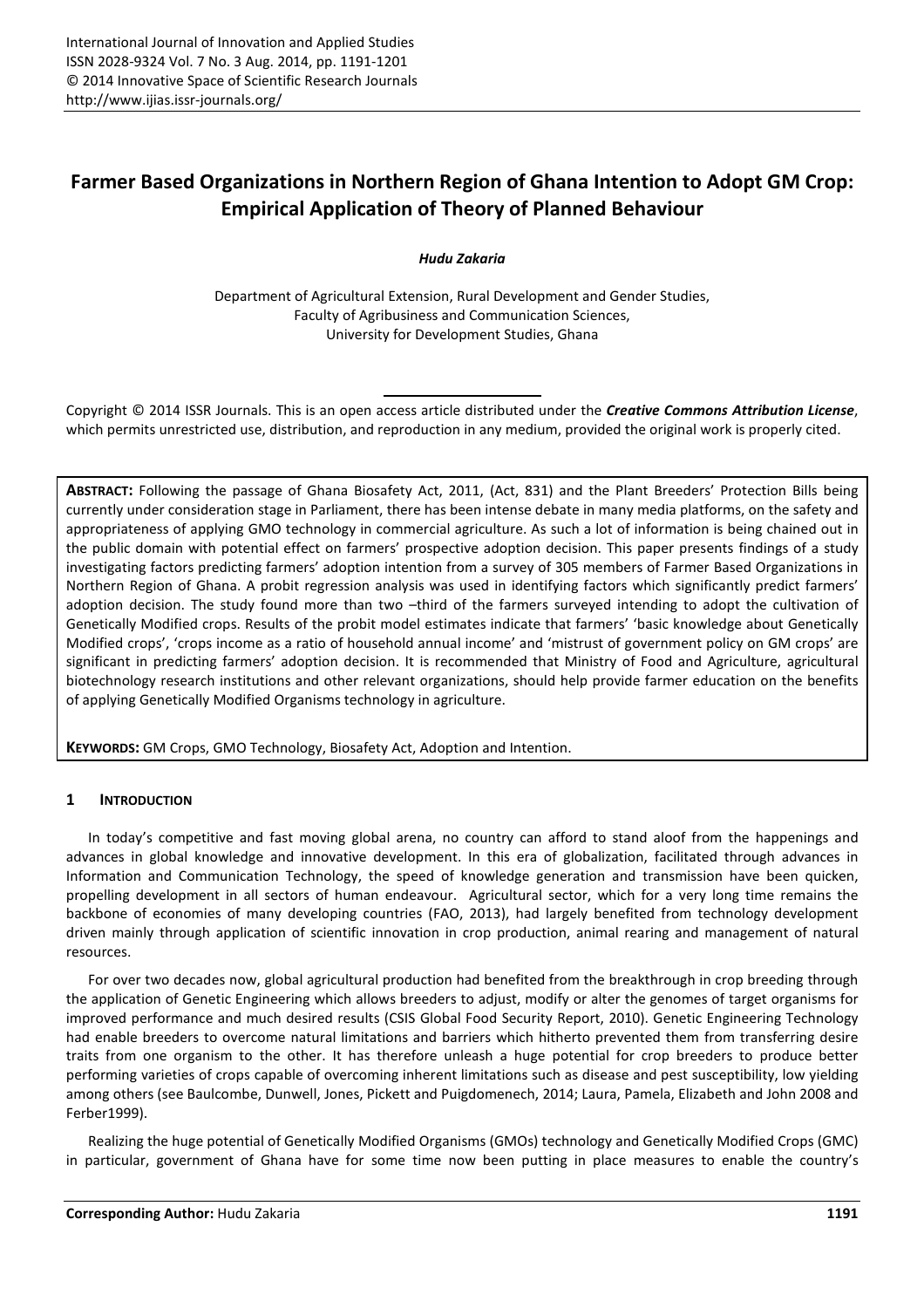# Farmer Based Organizations in Northern Region of Ghana Intention to Adopt GM Crop: Empirical Application of Theory of Planned Behaviour

***Hudu Zakaria***

Department of Agricultural Extension, Rural Development and Gender Studies,
Faculty of Agribusiness and Communication Sciences,
University for Development Studies, Ghana

Copyright © 2014 ISSR Journals. This is an open access article distributed under the ***Creative Commons Attribution License***, which permits unrestricted use, distribution, and reproduction in any medium, provided the original work is properly cited.

**ABSTRACT:** Following the passage of Ghana Biosafety Act, 2011, (Act, 831) and the Plant Breeders' Protection Bills being currently under consideration stage in Parliament, there has been intense debate in many media platforms, on the safety and appropriateness of applying GMO technology in commercial agriculture. As such a lot of information is being chained out in the public domain with potential effect on farmers' prospective adoption decision. This paper presents findings of a study investigating factors predicting farmers' adoption intention from a survey of 305 members of Farmer Based Organizations in Northern Region of Ghana. A probit regression analysis was used in identifying factors which significantly predict farmers' adoption decision. The study found more than two –third of the farmers surveyed intending to adopt the cultivation of Genetically Modified crops. Results of the probit model estimates indicate that farmers' 'basic knowledge about Genetically Modified crops', 'crops income as a ratio of household annual income' and 'mistrust of government policy on GM crops' are significant in predicting farmers' adoption decision. It is recommended that Ministry of Food and Agriculture, agricultural biotechnology research institutions and other relevant organizations, should help provide farmer education on the benefits of applying Genetically Modified Organisms technology in agriculture.

**KEYWORDS:** GM Crops, GMO Technology, Biosafety Act, Adoption and Intention.

## 1 INTRODUCTION

In today's competitive and fast moving global arena, no country can afford to stand aloof from the happenings and advances in global knowledge and innovative development. In this era of globalization, facilitated through advances in Information and Communication Technology, the speed of knowledge generation and transmission have been quicken, propelling development in all sectors of human endeavour. Agricultural sector, which for a very long time remains the backbone of economies of many developing countries (FAO, 2013), had largely benefited from technology development driven mainly through application of scientific innovation in crop production, animal rearing and management of natural resources.

For over two decades now, global agricultural production had benefited from the breakthrough in crop breeding through the application of Genetic Engineering which allows breeders to adjust, modify or alter the genomes of target organisms for improved performance and much desired results (CSIS Global Food Security Report, 2010). Genetic Engineering Technology had enable breeders to overcome natural limitations and barriers which hitherto prevented them from transferring desire traits from one organism to the other. It has therefore unleash a huge potential for crop breeders to produce better performing varieties of crops capable of overcoming inherent limitations such as disease and pest susceptibility, low yielding among others (see Baulcombe, Dunwell, Jones, Pickett and Puigdomenech, 2014; Laura, Pamela, Elizabeth and John 2008 and Ferber1999).

Realizing the huge potential of Genetically Modified Organisms (GMOs) technology and Genetically Modified Crops (GMC) in particular, government of Ghana have for some time now been putting in place measures to enable the country's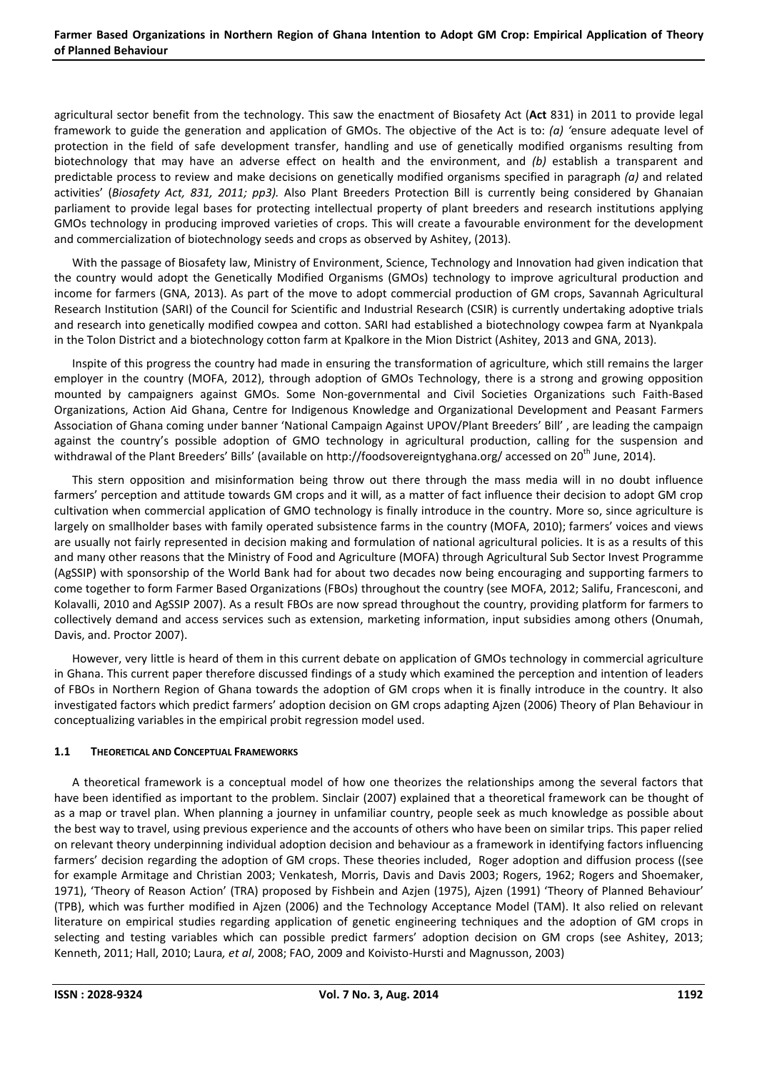agricultural sector benefit from the technology. This saw the enactment of Biosafety Act (**Act** 831) in 2011 to provide legal framework to guide the generation and application of GMOs. The objective of the Act is to: *(a)* 'ensure adequate level of protection in the field of safe development transfer, handling and use of genetically modified organisms resulting from biotechnology that may have an adverse effect on health and the environment, and *(b)* establish a transparent and predictable process to review and make decisions on genetically modified organisms specified in paragraph *(a)* and related activities' (*Biosafety Act, 831, 2011; pp3).* Also Plant Breeders Protection Bill is currently being considered by Ghanaian parliament to provide legal bases for protecting intellectual property of plant breeders and research institutions applying GMOs technology in producing improved varieties of crops. This will create a favourable environment for the development and commercialization of biotechnology seeds and crops as observed by Ashitey, (2013).

With the passage of Biosafety law, Ministry of Environment, Science, Technology and Innovation had given indication that the country would adopt the Genetically Modified Organisms (GMOs) technology to improve agricultural production and income for farmers (GNA, 2013). As part of the move to adopt commercial production of GM crops, Savannah Agricultural Research Institution (SARI) of the Council for Scientific and Industrial Research (CSIR) is currently undertaking adoptive trials and research into genetically modified cowpea and cotton. SARI had established a biotechnology cowpea farm at Nyankpala in the Tolon District and a biotechnology cotton farm at Kpalkore in the Mion District (Ashitey, 2013 and GNA, 2013).

Inspite of this progress the country had made in ensuring the transformation of agriculture, which still remains the larger employer in the country (MOFA, 2012), through adoption of GMOs Technology, there is a strong and growing opposition mounted by campaigners against GMOs. Some Non-governmental and Civil Societies Organizations such Faith-Based Organizations, Action Aid Ghana, Centre for Indigenous Knowledge and Organizational Development and Peasant Farmers Association of Ghana coming under banner 'National Campaign Against UPOV/Plant Breeders' Bill' , are leading the campaign against the country's possible adoption of GMO technology in agricultural production, calling for the suspension and withdrawal of the Plant Breeders' Bills' (available on http://foodsovereigntyghana.org/ accessed on 20th June, 2014).

This stern opposition and misinformation being throw out there through the mass media will in no doubt influence farmers' perception and attitude towards GM crops and it will, as a matter of fact influence their decision to adopt GM crop cultivation when commercial application of GMO technology is finally introduce in the country. More so, since agriculture is largely on smallholder bases with family operated subsistence farms in the country (MOFA, 2010); farmers' voices and views are usually not fairly represented in decision making and formulation of national agricultural policies. It is as a results of this and many other reasons that the Ministry of Food and Agriculture (MOFA) through Agricultural Sub Sector Invest Programme (AgSSIP) with sponsorship of the World Bank had for about two decades now being encouraging and supporting farmers to come together to form Farmer Based Organizations (FBOs) throughout the country (see MOFA, 2012; Salifu, Francesconi, and Kolavalli, 2010 and AgSSIP 2007). As a result FBOs are now spread throughout the country, providing platform for farmers to collectively demand and access services such as extension, marketing information, input subsidies among others (Onumah, Davis, and. Proctor 2007).

However, very little is heard of them in this current debate on application of GMOs technology in commercial agriculture in Ghana. This current paper therefore discussed findings of a study which examined the perception and intention of leaders of FBOs in Northern Region of Ghana towards the adoption of GM crops when it is finally introduce in the country. It also investigated factors which predict farmers' adoption decision on GM crops adapting Ajzen (2006) Theory of Plan Behaviour in conceptualizing variables in the empirical probit regression model used.

### 1.1 Theoretical and Conceptual Frameworks

A theoretical framework is a conceptual model of how one theorizes the relationships among the several factors that have been identified as important to the problem. Sinclair (2007) explained that a theoretical framework can be thought of as a map or travel plan. When planning a journey in unfamiliar country, people seek as much knowledge as possible about the best way to travel, using previous experience and the accounts of others who have been on similar trips. This paper relied on relevant theory underpinning individual adoption decision and behaviour as a framework in identifying factors influencing farmers' decision regarding the adoption of GM crops. These theories included, Roger adoption and diffusion process ((see for example Armitage and Christian 2003; Venkatesh, Morris, Davis and Davis 2003; Rogers, 1962; Rogers and Shoemaker, 1971), 'Theory of Reason Action' (TRA) proposed by Fishbein and Azjen (1975), Ajzen (1991) 'Theory of Planned Behaviour' (TPB), which was further modified in Ajzen (2006) and the Technology Acceptance Model (TAM). It also relied on relevant literature on empirical studies regarding application of genetic engineering techniques and the adoption of GM crops in selecting and testing variables which can possible predict farmers' adoption decision on GM crops (see Ashitey, 2013; Kenneth, 2011; Hall, 2010; Laura*, et al*, 2008; FAO, 2009 and Koivisto-Hursti and Magnusson, 2003)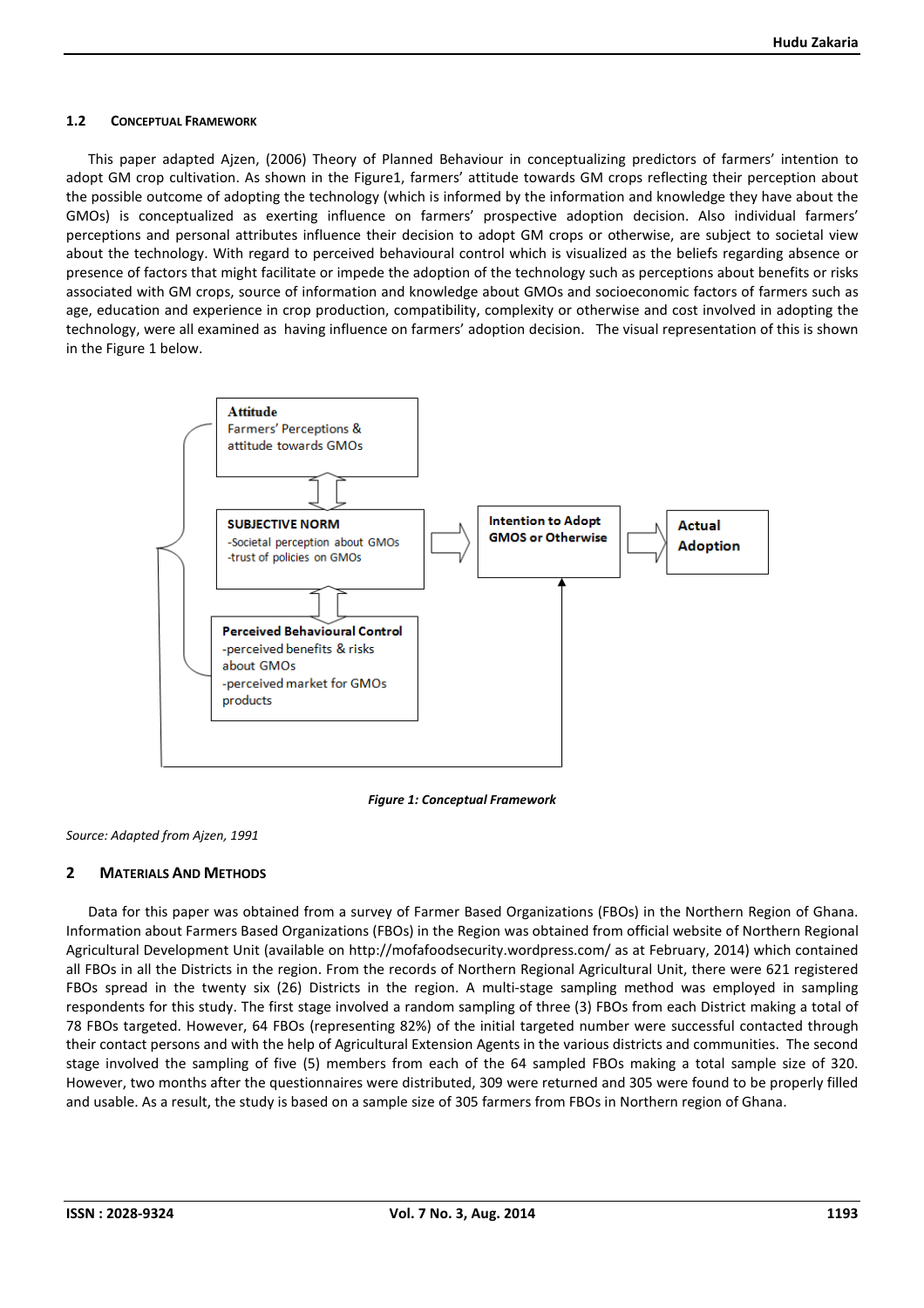### 1.2 Conceptual Framework

This paper adapted Ajzen, (2006) Theory of Planned Behaviour in conceptualizing predictors of farmers' intention to adopt GM crop cultivation. As shown in the Figure1, farmers' attitude towards GM crops reflecting their perception about the possible outcome of adopting the technology (which is informed by the information and knowledge they have about the GMOs) is conceptualized as exerting influence on farmers' prospective adoption decision. Also individual farmers' perceptions and personal attributes influence their decision to adopt GM crops or otherwise, are subject to societal view about the technology. With regard to perceived behavioural control which is visualized as the beliefs regarding absence or presence of factors that might facilitate or impede the adoption of the technology such as perceptions about benefits or risks associated with GM crops, source of information and knowledge about GMOs and socioeconomic factors of farmers such as age, education and experience in crop production, compatibility, complexity or otherwise and cost involved in adopting the technology, were all examined as having influence on farmers' adoption decision. The visual representation of this is shown in the Figure 1 below.

**Attitude**
Farmers' Perceptions & attitude towards GMOs

**SUBJECTIVE NORM**
-Societal perception about GMOs
-trust of policies on GMOs

**Perceived Behavioural Control**
-perceived benefits & risks about GMOs
-perceived market for GMOs products

**Intention to Adopt GMOS or Otherwise**

**Actual Adoption**

*Figure 1: Conceptual Framework*

*Source: Adapted from Ajzen, 1991*

## 2 Materials And Methods

Data for this paper was obtained from a survey of Farmer Based Organizations (FBOs) in the Northern Region of Ghana. Information about Farmers Based Organizations (FBOs) in the Region was obtained from official website of Northern Regional Agricultural Development Unit (available on http://mofafoodsecurity.wordpress.com/ as at February, 2014) which contained all FBOs in all the Districts in the region. From the records of Northern Regional Agricultural Unit, there were 621 registered FBOs spread in the twenty six (26) Districts in the region. A multi-stage sampling method was employed in sampling respondents for this study. The first stage involved a random sampling of three (3) FBOs from each District making a total of 78 FBOs targeted. However, 64 FBOs (representing 82%) of the initial targeted number were successful contacted through their contact persons and with the help of Agricultural Extension Agents in the various districts and communities. The second stage involved the sampling of five (5) members from each of the 64 sampled FBOs making a total sample size of 320. However, two months after the questionnaires were distributed, 309 were returned and 305 were found to be properly filled and usable. As a result, the study is based on a sample size of 305 farmers from FBOs in Northern region of Ghana.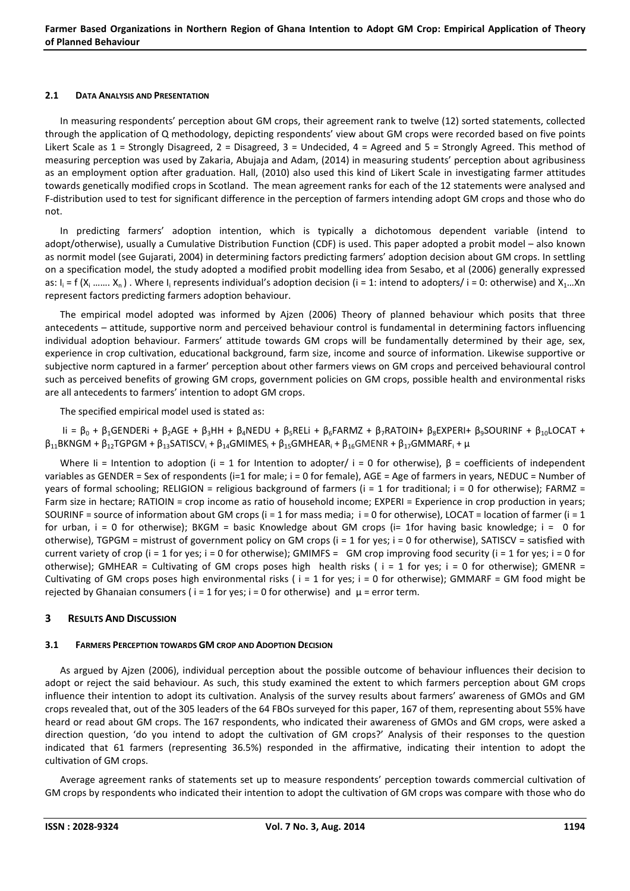### 2.1 DATA ANALYSIS AND PRESENTATION

In measuring respondents' perception about GM crops, their agreement rank to twelve (12) sorted statements, collected through the application of Q methodology, depicting respondents' view about GM crops were recorded based on five points Likert Scale as 1 = Strongly Disagreed, 2 = Disagreed, 3 = Undecided, 4 = Agreed and 5 = Strongly Agreed. This method of measuring perception was used by Zakaria, Abujaja and Adam, (2014) in measuring students' perception about agribusiness as an employment option after graduation. Hall, (2010) also used this kind of Likert Scale in investigating farmer attitudes towards genetically modified crops in Scotland. The mean agreement ranks for each of the 12 statements were analysed and F-distribution used to test for significant difference in the perception of farmers intending adopt GM crops and those who do not.

In predicting farmers' adoption intention, which is typically a dichotomous dependent variable (intend to adopt/otherwise), usually a Cumulative Distribution Function (CDF) is used. This paper adopted a probit model – also known as normit model (see Gujarati, 2004) in determining factors predicting farmers' adoption decision about GM crops. In settling on a specification model, the study adopted a modified probit modelling idea from Sesabo, et al (2006) generally expressed as: $I_i = f(X_i \ldots\ldots X_n)$ . Where $I_i$ represents individual's adoption decision (i = 1: intend to adopters/ i = 0: otherwise) and $X_1 \ldots X_n$ represent factors predicting farmers adoption behaviour.

The empirical model adopted was informed by Ajzen (2006) Theory of planned behaviour which posits that three antecedents – attitude, supportive norm and perceived behaviour control is fundamental in determining factors influencing individual adoption behaviour. Farmers' attitude towards GM crops will be fundamentally determined by their age, sex, experience in crop cultivation, educational background, farm size, income and source of information. Likewise supportive or subjective norm captured in a farmer' perception about other farmers views on GM crops and perceived behavioural control such as perceived benefits of growing GM crops, government policies on GM crops, possible health and environmental risks are all antecedents to farmers' intention to adopt GM crops.

The specified empirical model used is stated as:

$$Ii = \beta_0 + \beta_1 GENDERi + \beta_2 AGE + \beta_3 HH + \beta_4 NEDU + \beta_5 RELi + \beta_6 FARMZ + \beta_7 RATOIN + \beta_8 EXPERI + \beta_9 SOURINF + \beta_{10} LOCAT + \beta_{11} BKNGM + \beta_{12} TGPGM + \beta_{13} SATISCV_i + \beta_{14} GMIMES_i + \beta_{15} GMHEAR_i + \beta_{16} GMENR + \beta_{17} GMMARF_i + \mu$$

Where Ii = Intention to adoption (i = 1 for Intention to adopter/ i = 0 for otherwise), β = coefficients of independent variables as GENDER = Sex of respondents (i=1 for male; i = 0 for female), AGE = Age of farmers in years, NEDUC = Number of years of formal schooling; RELIGION = religious background of farmers (i = 1 for traditional; i = 0 for otherwise); FARMZ = Farm size in hectare; RATIOIN = crop income as ratio of household income; EXPERI = Experience in crop production in years; SOURINF = source of information about GM crops (i = 1 for mass media; i = 0 for otherwise), LOCAT = location of farmer (i = 1 for urban, i = 0 for otherwise); BKGM = basic Knowledge about GM crops (i= 1for having basic knowledge; i = 0 for otherwise), TGPGM = mistrust of government policy on GM crops (i = 1 for yes; i = 0 for otherwise), SATISCV = satisfied with current variety of crop (i = 1 for yes; i = 0 for otherwise); GMIMFS = GM crop improving food security (i = 1 for yes; i = 0 for otherwise); GMHEAR = Cultivating of GM crops poses high health risks ( i = 1 for yes; i = 0 for otherwise); GMENR = Cultivating of GM crops poses high environmental risks ( i = 1 for yes; i = 0 for otherwise); GMMARF = GM food might be rejected by Ghanaian consumers ( i = 1 for yes; i = 0 for otherwise) and μ = error term.

## 3 RESULTS AND DISCUSSION

### 3.1 FARMERS PERCEPTION TOWARDS GM CROP AND ADOPTION DECISION

As argued by Ajzen (2006), individual perception about the possible outcome of behaviour influences their decision to adopt or reject the said behaviour. As such, this study examined the extent to which farmers perception about GM crops influence their intention to adopt its cultivation. Analysis of the survey results about farmers' awareness of GMOs and GM crops revealed that, out of the 305 leaders of the 64 FBOs surveyed for this paper, 167 of them, representing about 55% have heard or read about GM crops. The 167 respondents, who indicated their awareness of GMOs and GM crops, were asked a direction question, 'do you intend to adopt the cultivation of GM crops?' Analysis of their responses to the question indicated that 61 farmers (representing 36.5%) responded in the affirmative, indicating their intention to adopt the cultivation of GM crops.

Average agreement ranks of statements set up to measure respondents' perception towards commercial cultivation of GM crops by respondents who indicated their intention to adopt the cultivation of GM crops was compare with those who do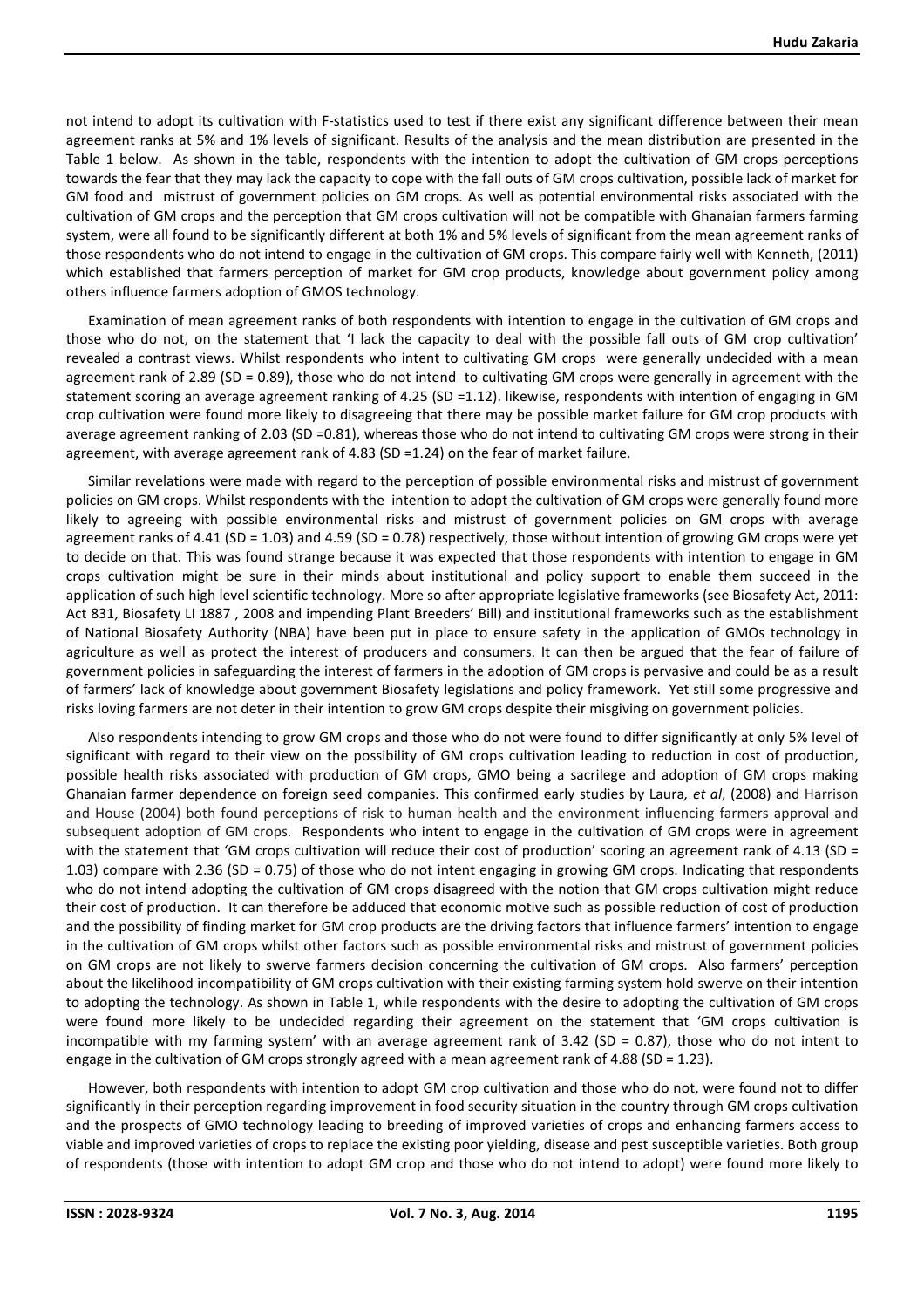not intend to adopt its cultivation with F-statistics used to test if there exist any significant difference between their mean agreement ranks at 5% and 1% levels of significant. Results of the analysis and the mean distribution are presented in the Table 1 below. As shown in the table, respondents with the intention to adopt the cultivation of GM crops perceptions towards the fear that they may lack the capacity to cope with the fall outs of GM crops cultivation, possible lack of market for GM food and mistrust of government policies on GM crops. As well as potential environmental risks associated with the cultivation of GM crops and the perception that GM crops cultivation will not be compatible with Ghanaian farmers farming system, were all found to be significantly different at both 1% and 5% levels of significant from the mean agreement ranks of those respondents who do not intend to engage in the cultivation of GM crops. This compare fairly well with Kenneth, (2011) which established that farmers perception of market for GM crop products, knowledge about government policy among others influence farmers adoption of GMOS technology.

Examination of mean agreement ranks of both respondents with intention to engage in the cultivation of GM crops and those who do not, on the statement that 'I lack the capacity to deal with the possible fall outs of GM crop cultivation' revealed a contrast views. Whilst respondents who intent to cultivating GM crops were generally undecided with a mean agreement rank of 2.89 (SD = 0.89), those who do not intend to cultivating GM crops were generally in agreement with the statement scoring an average agreement ranking of 4.25 (SD =1.12). likewise, respondents with intention of engaging in GM crop cultivation were found more likely to disagreeing that there may be possible market failure for GM crop products with average agreement ranking of 2.03 (SD =0.81), whereas those who do not intend to cultivating GM crops were strong in their agreement, with average agreement rank of 4.83 (SD =1.24) on the fear of market failure.

Similar revelations were made with regard to the perception of possible environmental risks and mistrust of government policies on GM crops. Whilst respondents with the intention to adopt the cultivation of GM crops were generally found more likely to agreeing with possible environmental risks and mistrust of government policies on GM crops with average agreement ranks of 4.41 (SD = 1.03) and 4.59 (SD = 0.78) respectively, those without intention of growing GM crops were yet to decide on that. This was found strange because it was expected that those respondents with intention to engage in GM crops cultivation might be sure in their minds about institutional and policy support to enable them succeed in the application of such high level scientific technology. More so after appropriate legislative frameworks (see Biosafety Act, 2011: Act 831, Biosafety LI 1887 , 2008 and impending Plant Breeders' Bill) and institutional frameworks such as the establishment of National Biosafety Authority (NBA) have been put in place to ensure safety in the application of GMOs technology in agriculture as well as protect the interest of producers and consumers. It can then be argued that the fear of failure of government policies in safeguarding the interest of farmers in the adoption of GM crops is pervasive and could be as a result of farmers' lack of knowledge about government Biosafety legislations and policy framework. Yet still some progressive and risks loving farmers are not deter in their intention to grow GM crops despite their misgiving on government policies.

Also respondents intending to grow GM crops and those who do not were found to differ significantly at only 5% level of significant with regard to their view on the possibility of GM crops cultivation leading to reduction in cost of production, possible health risks associated with production of GM crops, GMO being a sacrilege and adoption of GM crops making Ghanaian farmer dependence on foreign seed companies. This confirmed early studies by Laura*, et al*, (2008) and Harrison and House (2004) both found perceptions of risk to human health and the environment influencing farmers approval and subsequent adoption of GM crops. Respondents who intent to engage in the cultivation of GM crops were in agreement with the statement that 'GM crops cultivation will reduce their cost of production' scoring an agreement rank of 4.13 (SD = 1.03) compare with 2.36 (SD = 0.75) of those who do not intent engaging in growing GM crops. Indicating that respondents who do not intend adopting the cultivation of GM crops disagreed with the notion that GM crops cultivation might reduce their cost of production. It can therefore be adduced that economic motive such as possible reduction of cost of production and the possibility of finding market for GM crop products are the driving factors that influence farmers' intention to engage in the cultivation of GM crops whilst other factors such as possible environmental risks and mistrust of government policies on GM crops are not likely to swerve farmers decision concerning the cultivation of GM crops. Also farmers' perception about the likelihood incompatibility of GM crops cultivation with their existing farming system hold swerve on their intention to adopting the technology. As shown in Table 1, while respondents with the desire to adopting the cultivation of GM crops were found more likely to be undecided regarding their agreement on the statement that 'GM crops cultivation is incompatible with my farming system' with an average agreement rank of 3.42 (SD = 0.87), those who do not intent to engage in the cultivation of GM crops strongly agreed with a mean agreement rank of 4.88 (SD = 1.23).

However, both respondents with intention to adopt GM crop cultivation and those who do not, were found not to differ significantly in their perception regarding improvement in food security situation in the country through GM crops cultivation and the prospects of GMO technology leading to breeding of improved varieties of crops and enhancing farmers access to viable and improved varieties of crops to replace the existing poor yielding, disease and pest susceptible varieties. Both group of respondents (those with intention to adopt GM crop and those who do not intend to adopt) were found more likely to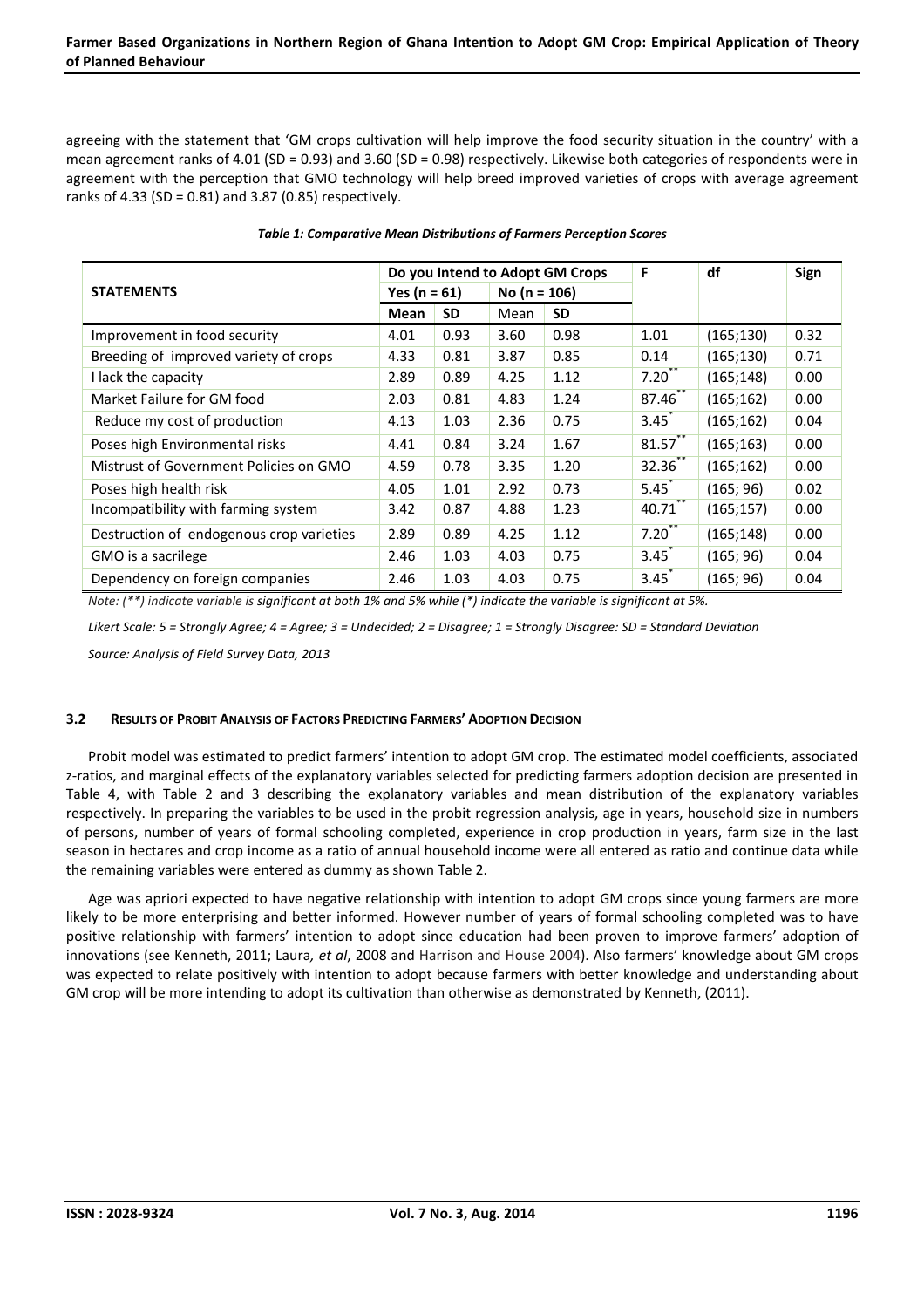agreeing with the statement that 'GM crops cultivation will help improve the food security situation in the country' with a mean agreement ranks of 4.01 (SD = 0.93) and 3.60 (SD = 0.98) respectively. Likewise both categories of respondents were in agreement with the perception that GMO technology will help breed improved varieties of crops with average agreement ranks of 4.33 (SD = 0.81) and 3.87 (0.85) respectively.

*Table 1: Comparative Mean Distributions of Farmers Perception Scores*

| STATEMENTS | Do you Intend to Adopt GM Crops | | | | F | df | Sign |
|---|---|---|---|---|---|---|---|
| | Yes (n = 61) | | No (n = 106) | | | | |
| | Mean | SD | Mean | SD | | | |
| Improvement in food security | 4.01 | 0.93 | 3.60 | 0.98 | 1.01 | (165;130) | 0.32 |
| Breeding of improved variety of crops | 4.33 | 0.81 | 3.87 | 0.85 | 0.14 | (165;130) | 0.71 |
| I lack the capacity | 2.89 | 0.89 | 4.25 | 1.12 | 7.20** | (165;148) | 0.00 |
| Market Failure for GM food | 2.03 | 0.81 | 4.83 | 1.24 | 87.46** | (165;162) | 0.00 |
| Reduce my cost of production | 4.13 | 1.03 | 2.36 | 0.75 | 3.45* | (165;162) | 0.04 |
| Poses high Environmental risks | 4.41 | 0.84 | 3.24 | 1.67 | 81.57** | (165;163) | 0.00 |
| Mistrust of Government Policies on GMO | 4.59 | 0.78 | 3.35 | 1.20 | 32.36** | (165;162) | 0.00 |
| Poses high health risk | 4.05 | 1.01 | 2.92 | 0.73 | 5.45* | (165; 96) | 0.02 |
| Incompatibility with farming system | 3.42 | 0.87 | 4.88 | 1.23 | 40.71** | (165;157) | 0.00 |
| Destruction of endogenous crop varieties | 2.89 | 0.89 | 4.25 | 1.12 | 7.20** | (165;148) | 0.00 |
| GMO is a sacrilege | 2.46 | 1.03 | 4.03 | 0.75 | 3.45* | (165; 96) | 0.04 |
| Dependency on foreign companies | 2.46 | 1.03 | 4.03 | 0.75 | 3.45* | (165; 96) | 0.04 |

*Note: (**) indicate variable is significant at both 1% and 5% while (*) indicate the variable is significant at 5%.*

*Likert Scale: 5 = Strongly Agree; 4 = Agree; 3 = Undecided; 2 = Disagree; 1 = Strongly Disagree: SD = Standard Deviation*

*Source: Analysis of Field Survey Data, 2013*

### 3.2 RESULTS OF PROBIT ANALYSIS OF FACTORS PREDICTING FARMERS' ADOPTION DECISION

Probit model was estimated to predict farmers' intention to adopt GM crop. The estimated model coefficients, associated z-ratios, and marginal effects of the explanatory variables selected for predicting farmers adoption decision are presented in Table 4, with Table 2 and 3 describing the explanatory variables and mean distribution of the explanatory variables respectively. In preparing the variables to be used in the probit regression analysis, age in years, household size in numbers of persons, number of years of formal schooling completed, experience in crop production in years, farm size in the last season in hectares and crop income as a ratio of annual household income were all entered as ratio and continue data while the remaining variables were entered as dummy as shown Table 2.

Age was apriori expected to have negative relationship with intention to adopt GM crops since young farmers are more likely to be more enterprising and better informed. However number of years of formal schooling completed was to have positive relationship with farmers' intention to adopt since education had been proven to improve farmers' adoption of innovations (see Kenneth, 2011; Laura*, et al*, 2008 and Harrison and House 2004). Also farmers' knowledge about GM crops was expected to relate positively with intention to adopt because farmers with better knowledge and understanding about GM crop will be more intending to adopt its cultivation than otherwise as demonstrated by Kenneth, (2011).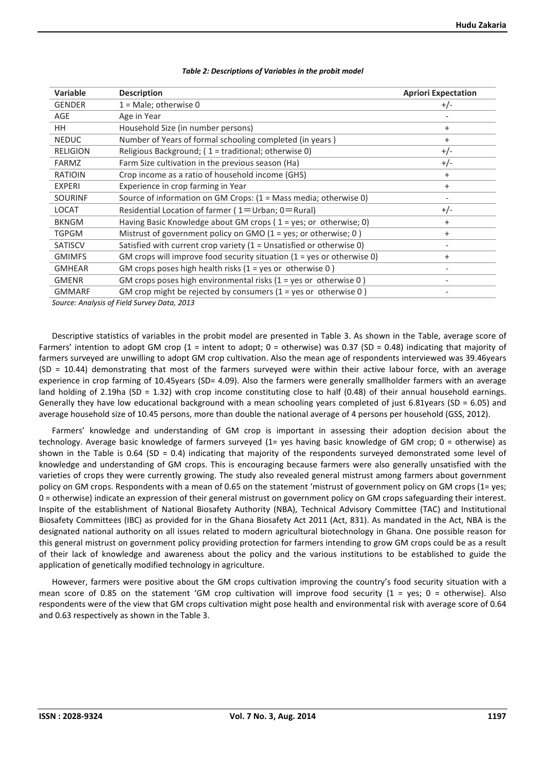*Table 2: Descriptions of Variables in the probit model*

| Variable | Description | Apriori Expectation |
|---|---|---|
| GENDER | 1 = Male; otherwise 0 | +/- |
| AGE | Age in Year | - |
| HH | Household Size (in number persons) | + |
| NEDUC | Number of Years of formal schooling completed (in years ) | + |
| RELIGION | Religious Background; ( 1 = traditional; otherwise 0) | +/- |
| FARMZ | Farm Size cultivation in the previous season (Ha) | +/- |
| RATIOIN | Crop income as a ratio of household income (GHS) | + |
| EXPERI | Experience in crop farming in Year | + |
| SOURINF | Source of information on GM Crops: (1 = Mass media; otherwise 0) | - |
| LOCAT | Residential Location of farmer ( 1=Urban; 0=Rural) | +/- |
| BKNGM | Having Basic Knowledge about GM crops ( 1 = yes; or otherwise; 0) | + |
| TGPGM | Mistrust of government policy on GMO (1 = yes; or otherwise; 0 ) | + |
| SATISCV | Satisfied with current crop variety (1 = Unsatisfied or otherwise 0) | - |
| GMIMFS | GM crops will improve food security situation (1 = yes or otherwise 0) | + |
| GMHEAR | GM crops poses high health risks (1 = yes or otherwise 0 ) | - |
| GMENR | GM crops poses high environmental risks (1 = yes or otherwise 0 ) | - |
| GMMARF | GM crop might be rejected by consumers (1 = yes or otherwise 0 ) | - |

*Source: Analysis of Field Survey Data, 2013*

Descriptive statistics of variables in the probit model are presented in Table 3. As shown in the Table, average score of Farmers' intention to adopt GM crop (1 = intent to adopt; 0 = otherwise) was 0.37 (SD = 0.48) indicating that majority of farmers surveyed are unwilling to adopt GM crop cultivation. Also the mean age of respondents interviewed was 39.46years (SD = 10.44) demonstrating that most of the farmers surveyed were within their active labour force, with an average experience in crop farming of 10.45years (SD= 4.09). Also the farmers were generally smallholder farmers with an average land holding of 2.19ha (SD = 1.32) with crop income constituting close to half (0.48) of their annual household earnings. Generally they have low educational background with a mean schooling years completed of just 6.81years (SD = 6.05) and average household size of 10.45 persons, more than double the national average of 4 persons per household (GSS, 2012).

Farmers' knowledge and understanding of GM crop is important in assessing their adoption decision about the technology. Average basic knowledge of farmers surveyed (1= yes having basic knowledge of GM crop; 0 = otherwise) as shown in the Table is 0.64 (SD = 0.4) indicating that majority of the respondents surveyed demonstrated some level of knowledge and understanding of GM crops. This is encouraging because farmers were also generally unsatisfied with the varieties of crops they were currently growing. The study also revealed general mistrust among farmers about government policy on GM crops. Respondents with a mean of 0.65 on the statement 'mistrust of government policy on GM crops (1= yes; 0 = otherwise) indicate an expression of their general mistrust on government policy on GM crops safeguarding their interest. Inspite of the establishment of National Biosafety Authority (NBA), Technical Advisory Committee (TAC) and Institutional Biosafety Committees (IBC) as provided for in the Ghana Biosafety Act 2011 (Act, 831). As mandated in the Act, NBA is the designated national authority on all issues related to modern agricultural biotechnology in Ghana. One possible reason for this general mistrust on government policy providing protection for farmers intending to grow GM crops could be as a result of their lack of knowledge and awareness about the policy and the various institutions to be established to guide the application of genetically modified technology in agriculture.

However, farmers were positive about the GM crops cultivation improving the country's food security situation with a mean score of 0.85 on the statement 'GM crop cultivation will improve food security (1 = yes; 0 = otherwise). Also respondents were of the view that GM crops cultivation might pose health and environmental risk with average score of 0.64 and 0.63 respectively as shown in the Table 3.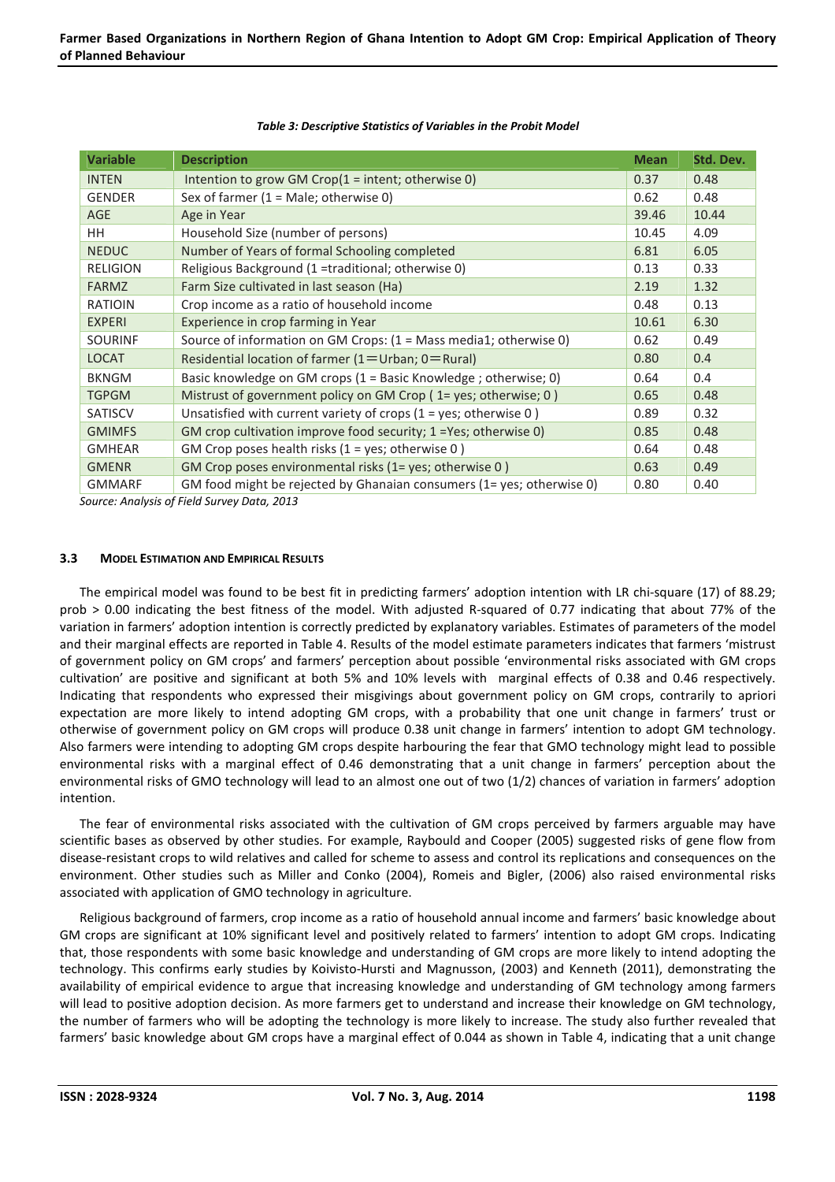*Table 3: Descriptive Statistics of Variables in the Probit Model*

| Variable | Description | Mean | Std. Dev. |
|---|---|---|---|
| INTEN | Intention to grow GM Crop(1 = intent; otherwise 0) | 0.37 | 0.48 |
| GENDER | Sex of farmer (1 = Male; otherwise 0) | 0.62 | 0.48 |
| AGE | Age in Year | 39.46 | 10.44 |
| HH | Household Size (number of persons) | 10.45 | 4.09 |
| NEDUC | Number of Years of formal Schooling completed | 6.81 | 6.05 |
| RELIGION | Religious Background (1 =traditional; otherwise 0) | 0.13 | 0.33 |
| FARMZ | Farm Size cultivated in last season (Ha) | 2.19 | 1.32 |
| RATIOIN | Crop income as a ratio of household income | 0.48 | 0.13 |
| EXPERI | Experience in crop farming in Year | 10.61 | 6.30 |
| SOURINF | Source of information on GM Crops: (1 = Mass media1; otherwise 0) | 0.62 | 0.49 |
| LOCAT | Residential location of farmer (1=Urban; 0=Rural) | 0.80 | 0.4 |
| BKNGM | Basic knowledge on GM crops (1 = Basic Knowledge ; otherwise; 0) | 0.64 | 0.4 |
| TGPGM | Mistrust of government policy on GM Crop ( 1= yes; otherwise; 0 ) | 0.65 | 0.48 |
| SATISCV | Unsatisfied with current variety of crops (1 = yes; otherwise 0 ) | 0.89 | 0.32 |
| GMIMFS | GM crop cultivation improve food security; 1 =Yes; otherwise 0) | 0.85 | 0.48 |
| GMHEAR | GM Crop poses health risks (1 = yes; otherwise 0 ) | 0.64 | 0.48 |
| GMENR | GM Crop poses environmental risks (1= yes; otherwise 0 ) | 0.63 | 0.49 |
| GMMARF | GM food might be rejected by Ghanaian consumers (1= yes; otherwise 0) | 0.80 | 0.40 |

*Source: Analysis of Field Survey Data, 2013*

### 3.3 Model Estimation and Empirical Results

The empirical model was found to be best fit in predicting farmers' adoption intention with LR chi-square (17) of 88.29; prob > 0.00 indicating the best fitness of the model. With adjusted R-squared of 0.77 indicating that about 77% of the variation in farmers' adoption intention is correctly predicted by explanatory variables. Estimates of parameters of the model and their marginal effects are reported in Table 4. Results of the model estimate parameters indicates that farmers 'mistrust of government policy on GM crops' and farmers' perception about possible 'environmental risks associated with GM crops cultivation' are positive and significant at both 5% and 10% levels with marginal effects of 0.38 and 0.46 respectively. Indicating that respondents who expressed their misgivings about government policy on GM crops, contrarily to apriori expectation are more likely to intend adopting GM crops, with a probability that one unit change in farmers' trust or otherwise of government policy on GM crops will produce 0.38 unit change in farmers' intention to adopt GM technology. Also farmers were intending to adopting GM crops despite harbouring the fear that GMO technology might lead to possible environmental risks with a marginal effect of 0.46 demonstrating that a unit change in farmers' perception about the environmental risks of GMO technology will lead to an almost one out of two (1/2) chances of variation in farmers' adoption intention.

The fear of environmental risks associated with the cultivation of GM crops perceived by farmers arguable may have scientific bases as observed by other studies. For example, Raybould and Cooper (2005) suggested risks of gene flow from disease-resistant crops to wild relatives and called for scheme to assess and control its replications and consequences on the environment. Other studies such as Miller and Conko (2004), Romeis and Bigler, (2006) also raised environmental risks associated with application of GMO technology in agriculture.

Religious background of farmers, crop income as a ratio of household annual income and farmers' basic knowledge about GM crops are significant at 10% significant level and positively related to farmers' intention to adopt GM crops. Indicating that, those respondents with some basic knowledge and understanding of GM crops are more likely to intend adopting the technology. This confirms early studies by Koivisto-Hursti and Magnusson, (2003) and Kenneth (2011), demonstrating the availability of empirical evidence to argue that increasing knowledge and understanding of GM technology among farmers will lead to positive adoption decision. As more farmers get to understand and increase their knowledge on GM technology, the number of farmers who will be adopting the technology is more likely to increase. The study also further revealed that farmers' basic knowledge about GM crops have a marginal effect of 0.044 as shown in Table 4, indicating that a unit change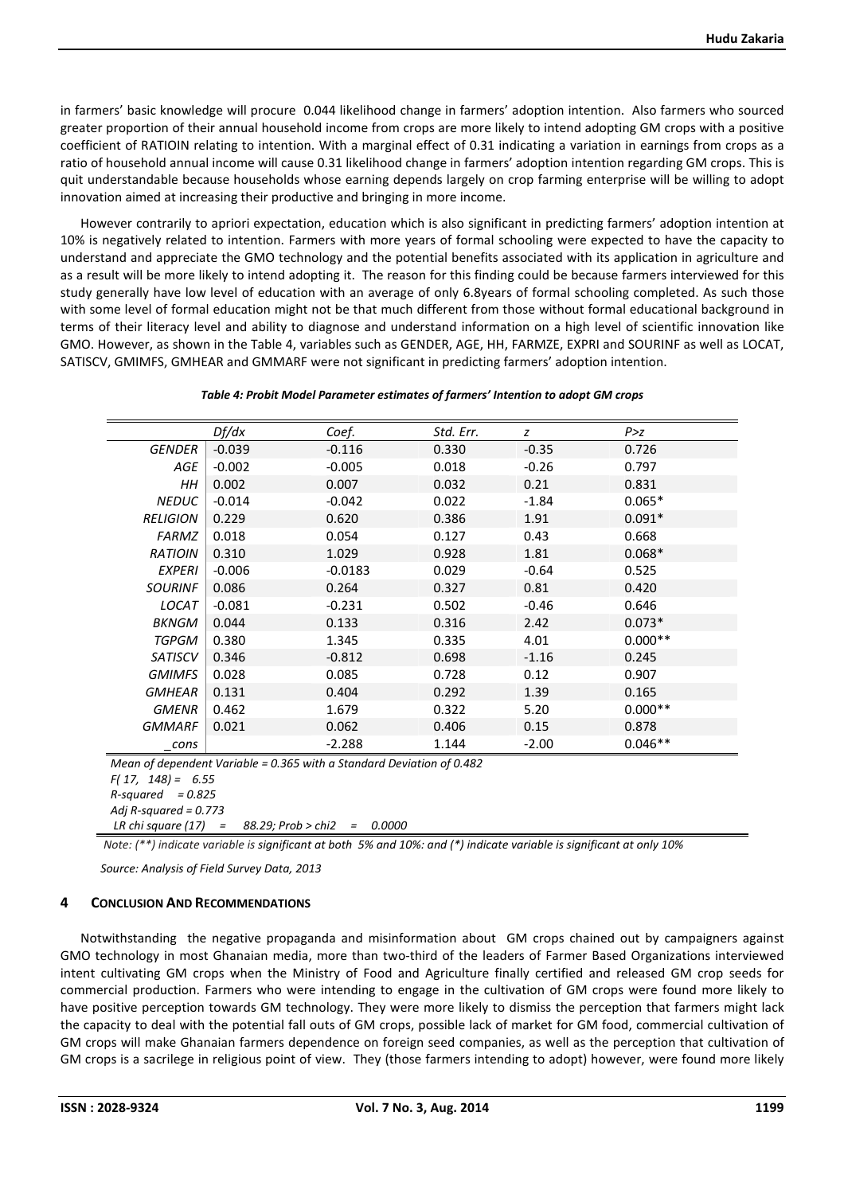in farmers' basic knowledge will procure 0.044 likelihood change in farmers' adoption intention. Also farmers who sourced greater proportion of their annual household income from crops are more likely to intend adopting GM crops with a positive coefficient of RATIOIN relating to intention. With a marginal effect of 0.31 indicating a variation in earnings from crops as a ratio of household annual income will cause 0.31 likelihood change in farmers' adoption intention regarding GM crops. This is quit understandable because households whose earning depends largely on crop farming enterprise will be willing to adopt innovation aimed at increasing their productive and bringing in more income.

However contrarily to apriori expectation, education which is also significant in predicting farmers' adoption intention at 10% is negatively related to intention. Farmers with more years of formal schooling were expected to have the capacity to understand and appreciate the GMO technology and the potential benefits associated with its application in agriculture and as a result will be more likely to intend adopting it. The reason for this finding could be because farmers interviewed for this study generally have low level of education with an average of only 6.8years of formal schooling completed. As such those with some level of formal education might not be that much different from those without formal educational background in terms of their literacy level and ability to diagnose and understand information on a high level of scientific innovation like GMO. However, as shown in the Table 4, variables such as GENDER, AGE, HH, FARMZE, EXPRI and SOURINF as well as LOCAT, SATISCV, GMIMFS, GMHEAR and GMMARF were not significant in predicting farmers' adoption intention.

*Table 4: Probit Model Parameter estimates of farmers' Intention to adopt GM crops*

| | *Df/dx* | *Coef.* | *Std. Err.* | *z* | *P>z* |
|---|---|---|---|---|---|
| *GENDER* | -0.039 | -0.116 | 0.330 | -0.35 | 0.726 |
| *AGE* | -0.002 | -0.005 | 0.018 | -0.26 | 0.797 |
| *HH* | 0.002 | 0.007 | 0.032 | 0.21 | 0.831 |
| *NEDUC* | -0.014 | -0.042 | 0.022 | -1.84 | 0.065* |
| *RELIGION* | 0.229 | 0.620 | 0.386 | 1.91 | 0.091* |
| *FARMZ* | 0.018 | 0.054 | 0.127 | 0.43 | 0.668 |
| *RATIOIN* | 0.310 | 1.029 | 0.928 | 1.81 | 0.068* |
| *EXPERI* | -0.006 | -0.0183 | 0.029 | -0.64 | 0.525 |
| *SOURINF* | 0.086 | 0.264 | 0.327 | 0.81 | 0.420 |
| *LOCAT* | -0.081 | -0.231 | 0.502 | -0.46 | 0.646 |
| *BKNGM* | 0.044 | 0.133 | 0.316 | 2.42 | 0.073* |
| *TGPGM* | 0.380 | 1.345 | 0.335 | 4.01 | 0.000** |
| *SATISCV* | 0.346 | -0.812 | 0.698 | -1.16 | 0.245 |
| *GMIMFS* | 0.028 | 0.085 | 0.728 | 0.12 | 0.907 |
| *GMHEAR* | 0.131 | 0.404 | 0.292 | 1.39 | 0.165 |
| *GMENR* | 0.462 | 1.679 | 0.322 | 5.20 | 0.000** |
| *GMMARF* | 0.021 | 0.062 | 0.406 | 0.15 | 0.878 |
| *_cons* | | -2.288 | 1.144 | -2.00 | 0.046** |

*Mean of dependent Variable = 0.365 with a Standard Deviation of 0.482*
*F( 17, 148) = 6.55*
*R-squared = 0.825*
*Adj R-squared = 0.773*
*LR chi square (17) = 88.29; Prob > chi2 = 0.0000*

*Note: (**) indicate variable is significant at both 5% and 10%: and (*) indicate variable is significant at only 10%*

*Source: Analysis of Field Survey Data, 2013*

## 4 CONCLUSION AND RECOMMENDATIONS

Notwithstanding the negative propaganda and misinformation about GM crops chained out by campaigners against GMO technology in most Ghanaian media, more than two-third of the leaders of Farmer Based Organizations interviewed intent cultivating GM crops when the Ministry of Food and Agriculture finally certified and released GM crop seeds for commercial production. Farmers who were intending to engage in the cultivation of GM crops were found more likely to have positive perception towards GM technology. They were more likely to dismiss the perception that farmers might lack the capacity to deal with the potential fall outs of GM crops, possible lack of market for GM food, commercial cultivation of GM crops will make Ghanaian farmers dependence on foreign seed companies, as well as the perception that cultivation of GM crops is a sacrilege in religious point of view. They (those farmers intending to adopt) however, were found more likely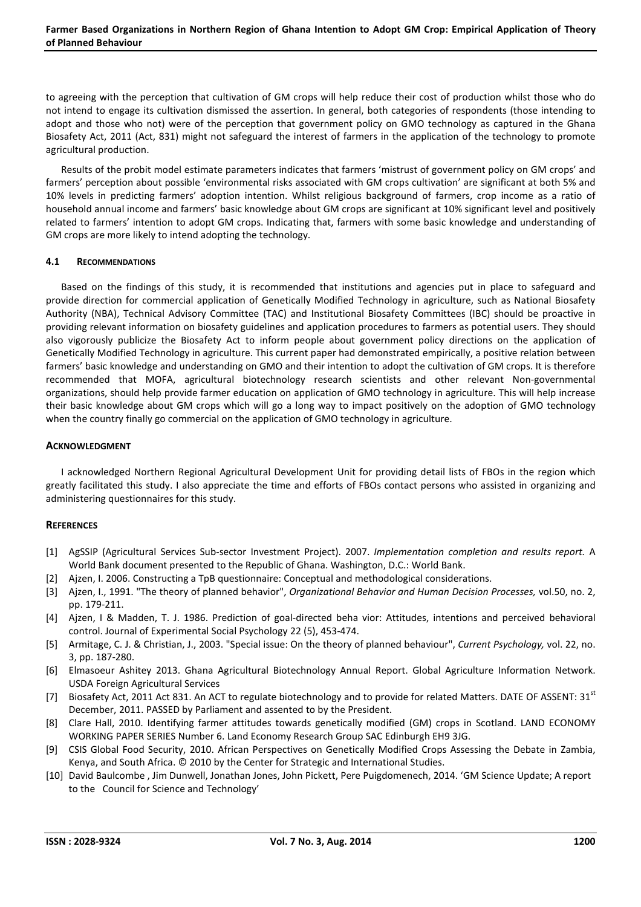to agreeing with the perception that cultivation of GM crops will help reduce their cost of production whilst those who do not intend to engage its cultivation dismissed the assertion. In general, both categories of respondents (those intending to adopt and those who not) were of the perception that government policy on GMO technology as captured in the Ghana Biosafety Act, 2011 (Act, 831) might not safeguard the interest of farmers in the application of the technology to promote agricultural production.

Results of the probit model estimate parameters indicates that farmers 'mistrust of government policy on GM crops' and farmers' perception about possible 'environmental risks associated with GM crops cultivation' are significant at both 5% and 10% levels in predicting farmers' adoption intention. Whilst religious background of farmers, crop income as a ratio of household annual income and farmers' basic knowledge about GM crops are significant at 10% significant level and positively related to farmers' intention to adopt GM crops. Indicating that, farmers with some basic knowledge and understanding of GM crops are more likely to intend adopting the technology.

### 4.1 Recommendations

Based on the findings of this study, it is recommended that institutions and agencies put in place to safeguard and provide direction for commercial application of Genetically Modified Technology in agriculture, such as National Biosafety Authority (NBA), Technical Advisory Committee (TAC) and Institutional Biosafety Committees (IBC) should be proactive in providing relevant information on biosafety guidelines and application procedures to farmers as potential users. They should also vigorously publicize the Biosafety Act to inform people about government policy directions on the application of Genetically Modified Technology in agriculture. This current paper had demonstrated empirically, a positive relation between farmers' basic knowledge and understanding on GMO and their intention to adopt the cultivation of GM crops. It is therefore recommended that MOFA, agricultural biotechnology research scientists and other relevant Non-governmental organizations, should help provide farmer education on application of GMO technology in agriculture. This will help increase their basic knowledge about GM crops which will go a long way to impact positively on the adoption of GMO technology when the country finally go commercial on the application of GMO technology in agriculture.

## Acknowledgment

I acknowledged Northern Regional Agricultural Development Unit for providing detail lists of FBOs in the region which greatly facilitated this study. I also appreciate the time and efforts of FBOs contact persons who assisted in organizing and administering questionnaires for this study.

## References

[1] AgSSIP (Agricultural Services Sub-sector Investment Project). 2007. *Implementation completion and results report.* A World Bank document presented to the Republic of Ghana. Washington, D.C.: World Bank.

[2] Ajzen, I. 2006. Constructing a TpB questionnaire: Conceptual and methodological considerations.

[3] Ajzen, I., 1991. "The theory of planned behavior", *Organizational Behavior and Human Decision Processes,* vol.50, no. 2, pp. 179-211.

[4] Ajzen, I & Madden, T. J. 1986. Prediction of goal-directed beha vior: Attitudes, intentions and perceived behavioral control. Journal of Experimental Social Psychology 22 (5), 453-474.

[5] Armitage, C. J. & Christian, J., 2003. "Special issue: On the theory of planned behaviour", *Current Psychology,* vol. 22, no. 3, pp. 187-280.

[6] Elmasoeur Ashitey 2013. Ghana Agricultural Biotechnology Annual Report. Global Agriculture Information Network. USDA Foreign Agricultural Services

[7] Biosafety Act, 2011 Act 831. An ACT to regulate biotechnology and to provide for related Matters. DATE OF ASSENT: 31st December, 2011. PASSED by Parliament and assented to by the President.

[8] Clare Hall, 2010. Identifying farmer attitudes towards genetically modified (GM) crops in Scotland. LAND ECONOMY WORKING PAPER SERIES Number 6. Land Economy Research Group SAC Edinburgh EH9 3JG.

[9] CSIS Global Food Security, 2010. African Perspectives on Genetically Modified Crops Assessing the Debate in Zambia, Kenya, and South Africa. © 2010 by the Center for Strategic and International Studies.

[10] David Baulcombe , Jim Dunwell, Jonathan Jones, John Pickett, Pere Puigdomenech, 2014. 'GM Science Update; A report to the Council for Science and Technology'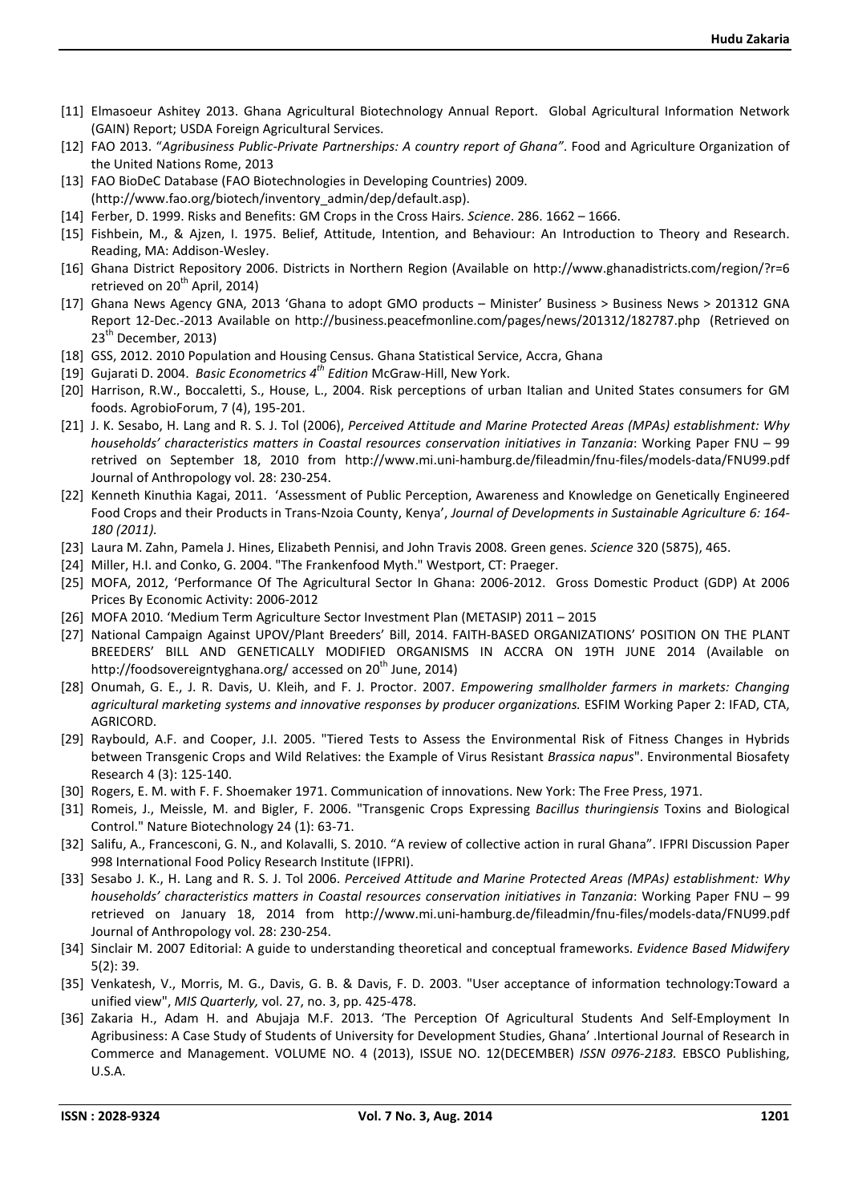[11] Elmasoeur Ashitey 2013. Ghana Agricultural Biotechnology Annual Report. Global Agricultural Information Network (GAIN) Report; USDA Foreign Agricultural Services.

[12] FAO 2013. "*Agribusiness Public-Private Partnerships: A country report of Ghana"*. Food and Agriculture Organization of the United Nations Rome, 2013

[13] FAO BioDeC Database (FAO Biotechnologies in Developing Countries) 2009. (http://www.fao.org/biotech/inventory_admin/dep/default.asp).

[14] Ferber, D. 1999. Risks and Benefits: GM Crops in the Cross Hairs. *Science*. 286. 1662 – 1666.

[15] Fishbein, M., & Ajzen, I. 1975. Belief, Attitude, Intention, and Behaviour: An Introduction to Theory and Research. Reading, MA: Addison-Wesley.

[16] Ghana District Repository 2006. Districts in Northern Region (Available on http://www.ghanadistricts.com/region/?r=6 retrieved on 20th April, 2014)

[17] Ghana News Agency GNA, 2013 'Ghana to adopt GMO products – Minister' Business > Business News > 201312 GNA Report 12-Dec.-2013 Available on http://business.peacefmonline.com/pages/news/201312/182787.php (Retrieved on 23th December, 2013)

[18] GSS, 2012. 2010 Population and Housing Census. Ghana Statistical Service, Accra, Ghana

[19] Gujarati D. 2004. *Basic Econometrics 4th Edition* McGraw-Hill, New York.

[20] Harrison, R.W., Boccaletti, S., House, L., 2004. Risk perceptions of urban Italian and United States consumers for GM foods. AgrobioForum, 7 (4), 195-201.

[21] J. K. Sesabo, H. Lang and R. S. J. Tol (2006), *Perceived Attitude and Marine Protected Areas (MPAs) establishment: Why households' characteristics matters in Coastal resources conservation initiatives in Tanzania*: Working Paper FNU – 99 retrived on September 18, 2010 from http://www.mi.uni-hamburg.de/fileadmin/fnu-files/models-data/FNU99.pdf Journal of Anthropology vol. 28: 230-254.

[22] Kenneth Kinuthia Kagai, 2011. 'Assessment of Public Perception, Awareness and Knowledge on Genetically Engineered Food Crops and their Products in Trans-Nzoia County, Kenya', *Journal of Developments in Sustainable Agriculture 6: 164-180 (2011).*

[23] Laura M. Zahn, Pamela J. Hines, Elizabeth Pennisi, and John Travis 2008. Green genes. *Science* 320 (5875), 465.

[24] Miller, H.I. and Conko, G. 2004. "The Frankenfood Myth." Westport, CT: Praeger.

[25] MOFA, 2012, 'Performance Of The Agricultural Sector In Ghana: 2006-2012. Gross Domestic Product (GDP) At 2006 Prices By Economic Activity: 2006-2012

[26] MOFA 2010. 'Medium Term Agriculture Sector Investment Plan (METASIP) 2011 – 2015

[27] National Campaign Against UPOV/Plant Breeders' Bill, 2014. FAITH-BASED ORGANIZATIONS' POSITION ON THE PLANT BREEDERS' BILL AND GENETICALLY MODIFIED ORGANISMS IN ACCRA ON 19TH JUNE 2014 (Available on http://foodsovereigntyghana.org/ accessed on 20th June, 2014)

[28] Onumah, G. E., J. R. Davis, U. Kleih, and F. J. Proctor. 2007. *Empowering smallholder farmers in markets: Changing agricultural marketing systems and innovative responses by producer organizations.* ESFIM Working Paper 2: IFAD, CTA, AGRICORD.

[29] Raybould, A.F. and Cooper, J.I. 2005. "Tiered Tests to Assess the Environmental Risk of Fitness Changes in Hybrids between Transgenic Crops and Wild Relatives: the Example of Virus Resistant *Brassica napus*". Environmental Biosafety Research 4 (3): 125-140.

[30] Rogers, E. M. with F. F. Shoemaker 1971. Communication of innovations. New York: The Free Press, 1971.

[31] Romeis, J., Meissle, M. and Bigler, F. 2006. "Transgenic Crops Expressing *Bacillus thuringiensis* Toxins and Biological Control." Nature Biotechnology 24 (1): 63-71.

[32] Salifu, A., Francesconi, G. N., and Kolavalli, S. 2010. "A review of collective action in rural Ghana". IFPRI Discussion Paper 998 International Food Policy Research Institute (IFPRI).

[33] Sesabo J. K., H. Lang and R. S. J. Tol 2006. *Perceived Attitude and Marine Protected Areas (MPAs) establishment: Why households' characteristics matters in Coastal resources conservation initiatives in Tanzania*: Working Paper FNU – 99 retrieved on January 18, 2014 from http://www.mi.uni-hamburg.de/fileadmin/fnu-files/models-data/FNU99.pdf Journal of Anthropology vol. 28: 230-254.

[34] Sinclair M. 2007 Editorial: A guide to understanding theoretical and conceptual frameworks. *Evidence Based Midwifery* 5(2): 39.

[35] Venkatesh, V., Morris, M. G., Davis, G. B. & Davis, F. D. 2003. "User acceptance of information technology:Toward a unified view", *MIS Quarterly,* vol. 27, no. 3, pp. 425-478.

[36] Zakaria H., Adam H. and Abujaja M.F. 2013. 'The Perception Of Agricultural Students And Self-Employment In Agribusiness: A Case Study of Students of University for Development Studies, Ghana' .Intertional Journal of Research in Commerce and Management. VOLUME NO. 4 (2013), ISSUE NO. 12(DECEMBER) *ISSN 0976-2183.* EBSCO Publishing, U.S.A.